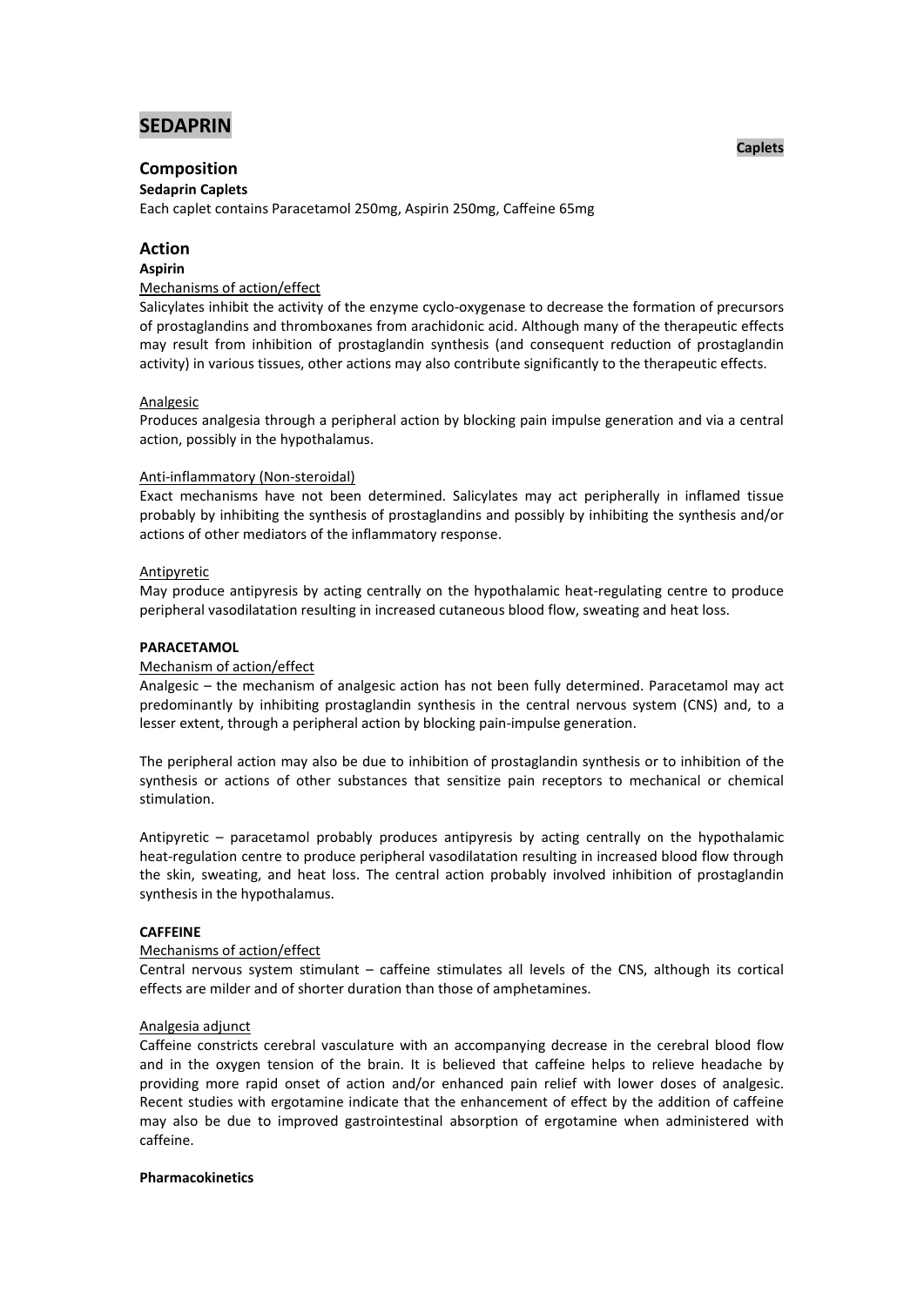# SEDAPRIN

**Caplets**

## Composition

**Sedaprin Caplets**

Each caplet contains Paracetamol 250mg, Aspirin 250mg, Caffeine 65mg

## Action

**Aspirin**

Mechanisms of action/effect

Salicylates inhibit the activity of the enzyme cyclo-oxygenase to decrease the formation of precursors of prostaglandins and thromboxanes from arachidonic acid. Although many of the therapeutic effects may result from inhibition of prostaglandin synthesis (and consequent reduction of prostaglandin activity) in various tissues, other actions may also contribute significantly to the therapeutic effects.

Analgesic

Produces analgesia through a peripheral action by blocking pain impulse generation and via a central action, possibly in the hypothalamus.

Anti-inflammatory (Non-steroidal)

Exact mechanisms have not been determined. Salicylates may act peripherally in inflamed tissue probably by inhibiting the synthesis of prostaglandins and possibly by inhibiting the synthesis and/or actions of other mediators of the inflammatory response.

Antipyretic

May produce antipyresis by acting centrally on the hypothalamic heat-regulating centre to produce peripheral vasodilatation resulting in increased cutaneous blood flow, sweating and heat loss.

**PARACETAMOL**

Mechanism of action/effect

Analgesic – the mechanism of analgesic action has not been fully determined. Paracetamol may act predominantly by inhibiting prostaglandin synthesis in the central nervous system (CNS) and, to a lesser extent, through a peripheral action by blocking pain-impulse generation.

The peripheral action may also be due to inhibition of prostaglandin synthesis or to inhibition of the synthesis or actions of other substances that sensitize pain receptors to mechanical or chemical stimulation.

Antipyretic – paracetamol probably produces antipyresis by acting centrally on the hypothalamic heat-regulation centre to produce peripheral vasodilatation resulting in increased blood flow through the skin, sweating, and heat loss. The central action probably involved inhibition of prostaglandin synthesis in the hypothalamus.

**CAFFEINE**

Mechanisms of action/effect

Central nervous system stimulant – caffeine stimulates all levels of the CNS, although its cortical effects are milder and of shorter duration than those of amphetamines.

Analgesia adjunct

Caffeine constricts cerebral vasculature with an accompanying decrease in the cerebral blood flow and in the oxygen tension of the brain. It is believed that caffeine helps to relieve headache by providing more rapid onset of action and/or enhanced pain relief with lower doses of analgesic. Recent studies with ergotamine indicate that the enhancement of effect by the addition of caffeine may also be due to improved gastrointestinal absorption of ergotamine when administered with caffeine.

**Pharmacokinetics**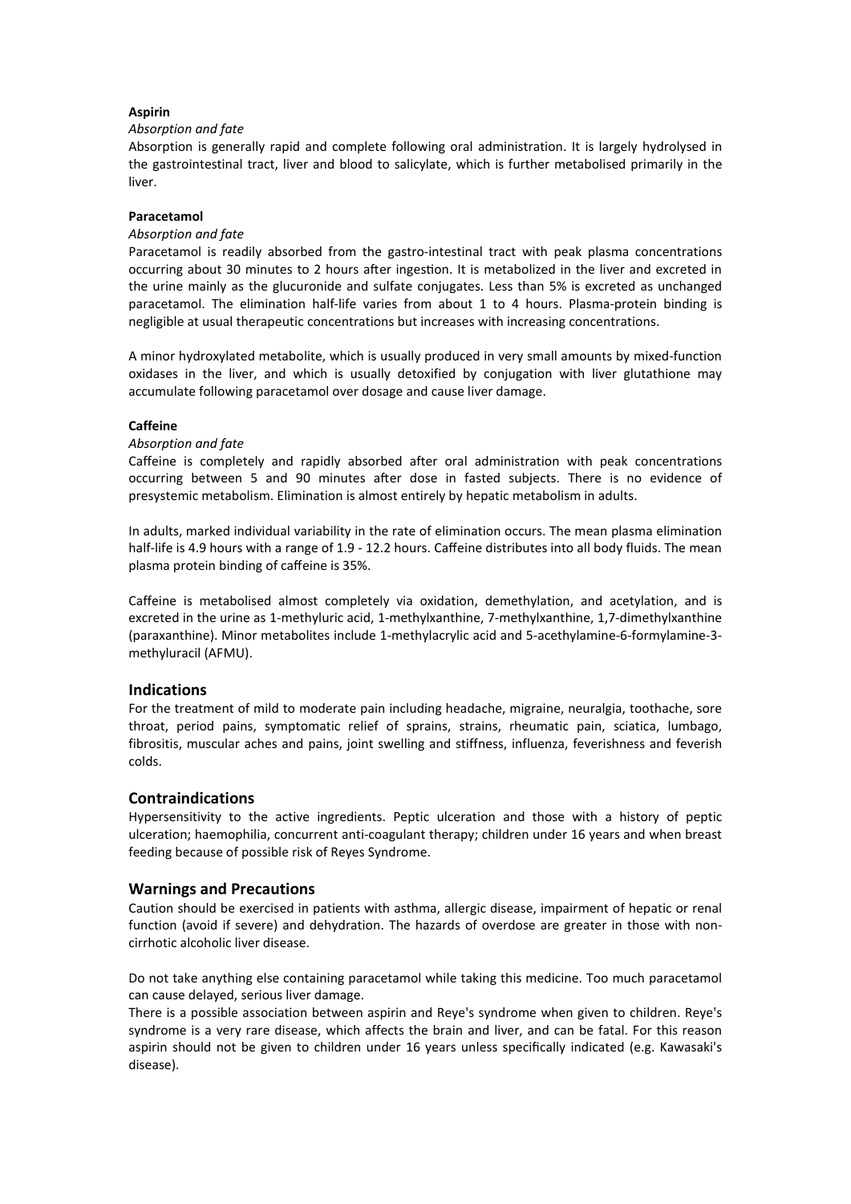**Aspirin**

*Absorption and fate*

Absorption is generally rapid and complete following oral administration. It is largely hydrolysed in the gastrointestinal tract, liver and blood to salicylate, which is further metabolised primarily in the liver.

**Paracetamol**

*Absorption and fate*

Paracetamol is readily absorbed from the gastro-intestinal tract with peak plasma concentrations occurring about 30 minutes to 2 hours after ingestion. It is metabolized in the liver and excreted in the urine mainly as the glucuronide and sulfate conjugates. Less than 5% is excreted as unchanged paracetamol. The elimination half-life varies from about 1 to 4 hours. Plasma-protein binding is negligible at usual therapeutic concentrations but increases with increasing concentrations.

A minor hydroxylated metabolite, which is usually produced in very small amounts by mixed-function oxidases in the liver, and which is usually detoxified by conjugation with liver glutathione may accumulate following paracetamol over dosage and cause liver damage.

**Caffeine**

*Absorption and fate*

Caffeine is completely and rapidly absorbed after oral administration with peak concentrations occurring between 5 and 90 minutes after dose in fasted subjects. There is no evidence of presystemic metabolism. Elimination is almost entirely by hepatic metabolism in adults.

In adults, marked individual variability in the rate of elimination occurs. The mean plasma elimination half-life is 4.9 hours with a range of 1.9 - 12.2 hours. Caffeine distributes into all body fluids. The mean plasma protein binding of caffeine is 35%.

Caffeine is metabolised almost completely via oxidation, demethylation, and acetylation, and is excreted in the urine as 1-methyluric acid, 1-methylxanthine, 7-methylxanthine, 1,7-dimethylxanthine (paraxanthine). Minor metabolites include 1-methylacrylic acid and 5-acethylamine-6-formylamine-3-methyluracil (AFMU).

## Indications

For the treatment of mild to moderate pain including headache, migraine, neuralgia, toothache, sore throat, period pains, symptomatic relief of sprains, strains, rheumatic pain, sciatica, lumbago, fibrositis, muscular aches and pains, joint swelling and stiffness, influenza, feverishness and feverish colds.

## Contraindications

Hypersensitivity to the active ingredients. Peptic ulceration and those with a history of peptic ulceration; haemophilia, concurrent anti-coagulant therapy; children under 16 years and when breast feeding because of possible risk of Reyes Syndrome.

## Warnings and Precautions

Caution should be exercised in patients with asthma, allergic disease, impairment of hepatic or renal function (avoid if severe) and dehydration. The hazards of overdose are greater in those with non-cirrhotic alcoholic liver disease.

Do not take anything else containing paracetamol while taking this medicine. Too much paracetamol can cause delayed, serious liver damage.

There is a possible association between aspirin and Reye's syndrome when given to children. Reye's syndrome is a very rare disease, which affects the brain and liver, and can be fatal. For this reason aspirin should not be given to children under 16 years unless specifically indicated (e.g. Kawasaki's disease).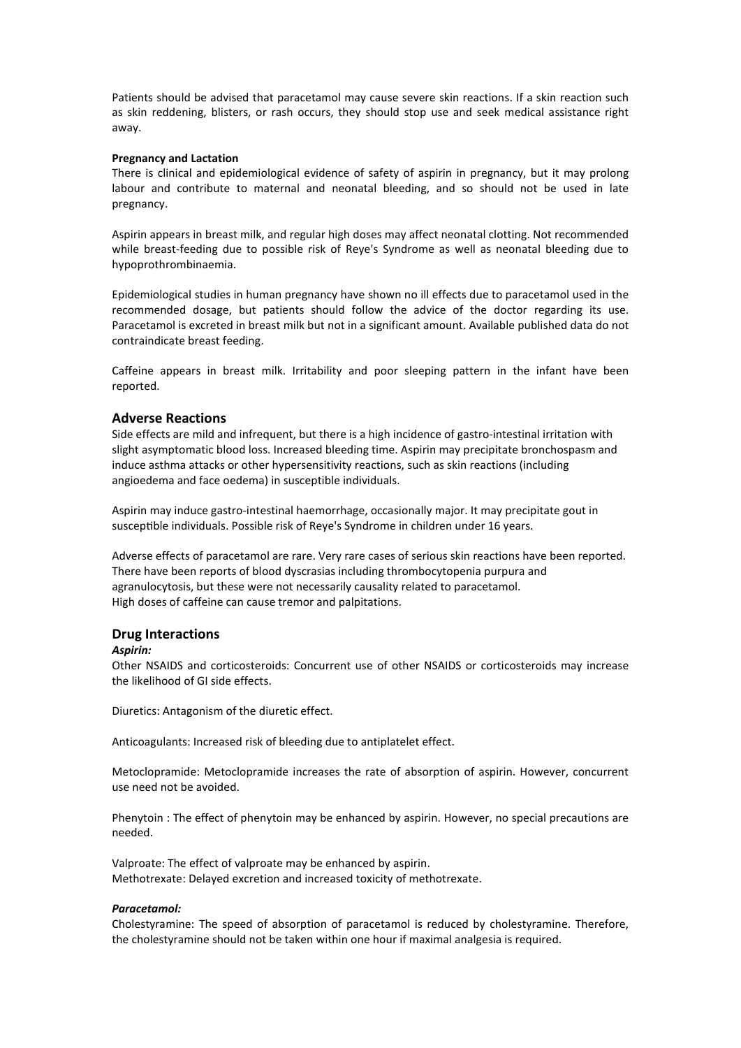Patients should be advised that paracetamol may cause severe skin reactions. If a skin reaction such as skin reddening, blisters, or rash occurs, they should stop use and seek medical assistance right away.

**Pregnancy and Lactation**

There is clinical and epidemiological evidence of safety of aspirin in pregnancy, but it may prolong labour and contribute to maternal and neonatal bleeding, and so should not be used in late pregnancy.

Aspirin appears in breast milk, and regular high doses may affect neonatal clotting. Not recommended while breast-feeding due to possible risk of Reye's Syndrome as well as neonatal bleeding due to hypoprothrombinaemia.

Epidemiological studies in human pregnancy have shown no ill effects due to paracetamol used in the recommended dosage, but patients should follow the advice of the doctor regarding its use. Paracetamol is excreted in breast milk but not in a significant amount. Available published data do not contraindicate breast feeding.

Caffeine appears in breast milk. Irritability and poor sleeping pattern in the infant have been reported.

## Adverse Reactions

Side effects are mild and infrequent, but there is a high incidence of gastro-intestinal irritation with slight asymptomatic blood loss. Increased bleeding time. Aspirin may precipitate bronchospasm and induce asthma attacks or other hypersensitivity reactions, such as skin reactions (including angioedema and face oedema) in susceptible individuals.

Aspirin may induce gastro-intestinal haemorrhage, occasionally major. It may precipitate gout in susceptible individuals. Possible risk of Reye's Syndrome in children under 16 years.

Adverse effects of paracetamol are rare. Very rare cases of serious skin reactions have been reported. There have been reports of blood dyscrasias including thrombocytopenia purpura and agranulocytosis, but these were not necessarily causality related to paracetamol.
High doses of caffeine can cause tremor and palpitations.

## Drug Interactions

***Aspirin:***

Other NSAIDS and corticosteroids: Concurrent use of other NSAIDS or corticosteroids may increase the likelihood of GI side effects.

Diuretics: Antagonism of the diuretic effect.

Anticoagulants: Increased risk of bleeding due to antiplatelet effect.

Metoclopramide: Metoclopramide increases the rate of absorption of aspirin. However, concurrent use need not be avoided.

Phenytoin : The effect of phenytoin may be enhanced by aspirin. However, no special precautions are needed.

Valproate: The effect of valproate may be enhanced by aspirin.
Methotrexate: Delayed excretion and increased toxicity of methotrexate.

***Paracetamol:***

Cholestyramine: The speed of absorption of paracetamol is reduced by cholestyramine. Therefore, the cholestyramine should not be taken within one hour if maximal analgesia is required.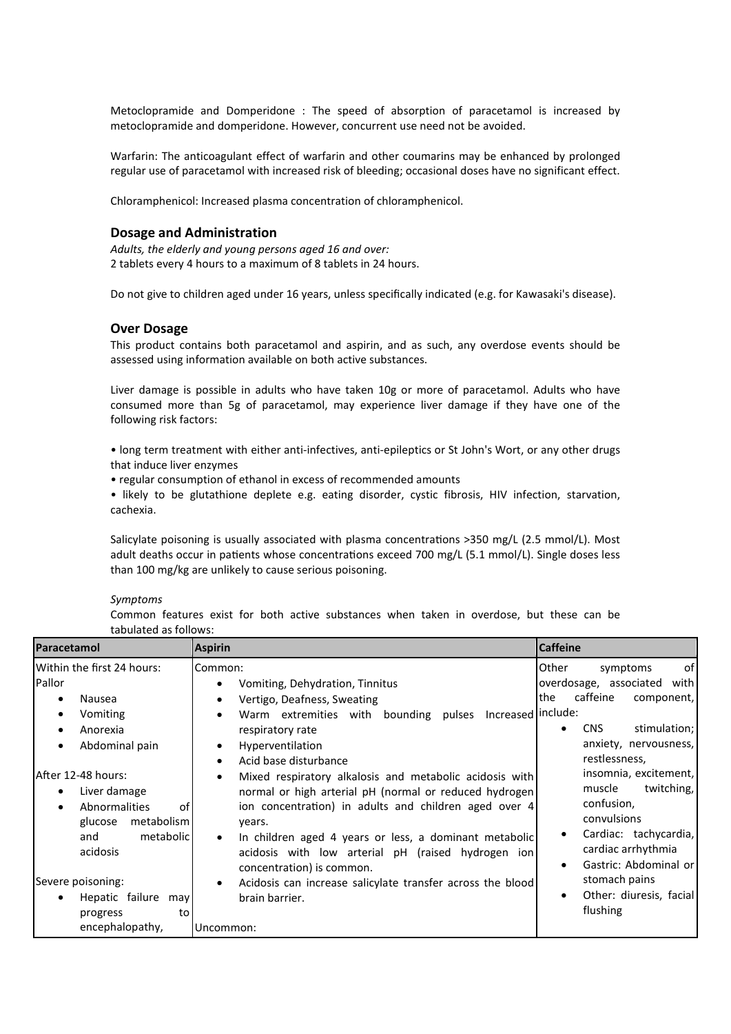Metoclopramide and Domperidone : The speed of absorption of paracetamol is increased by metoclopramide and domperidone. However, concurrent use need not be avoided.

Warfarin: The anticoagulant effect of warfarin and other coumarins may be enhanced by prolonged regular use of paracetamol with increased risk of bleeding; occasional doses have no significant effect.

Chloramphenicol: Increased plasma concentration of chloramphenicol.

## Dosage and Administration

*Adults, the elderly and young persons aged 16 and over:*
2 tablets every 4 hours to a maximum of 8 tablets in 24 hours.

Do not give to children aged under 16 years, unless specifically indicated (e.g. for Kawasaki's disease).

## Over Dosage

This product contains both paracetamol and aspirin, and as such, any overdose events should be assessed using information available on both active substances.

Liver damage is possible in adults who have taken 10g or more of paracetamol. Adults who have consumed more than 5g of paracetamol, may experience liver damage if they have one of the following risk factors:

- long term treatment with either anti-infectives, anti-epileptics or St John's Wort, or any other drugs that induce liver enzymes
- regular consumption of ethanol in excess of recommended amounts
- likely to be glutathione deplete e.g. eating disorder, cystic fibrosis, HIV infection, starvation, cachexia.

Salicylate poisoning is usually associated with plasma concentrations >350 mg/L (2.5 mmol/L). Most adult deaths occur in patients whose concentrations exceed 700 mg/L (5.1 mmol/L). Single doses less than 100 mg/kg are unlikely to cause serious poisoning.

*Symptoms*

Common features exist for both active substances when taken in overdose, but these can be tabulated as follows:

| Paracetamol | Aspirin | Caffeine |
| --- | --- | --- |
| Within the first 24 hours:<br>Pallor<br>• Nausea<br>• Vomiting<br>• Anorexia<br>• Abdominal pain<br><br>After 12-48 hours:<br>• Liver damage<br>• Abnormalities of glucose metabolism and metabolic acidosis<br><br>Severe poisoning:<br>• Hepatic failure may progress to encephalopathy, | Common:<br>• Vomiting, Dehydration, Tinnitus<br>• Vertigo, Deafness, Sweating<br>• Warm extremities with bounding pulses Increased respiratory rate<br>• Hyperventilation<br>• Acid base disturbance<br>• Mixed respiratory alkalosis and metabolic acidosis with normal or high arterial pH (normal or reduced hydrogen ion concentration) in adults and children aged over 4 years.<br>• In children aged 4 years or less, a dominant metabolic acidosis with low arterial pH (raised hydrogen ion concentration) is common.<br>• Acidosis can increase salicylate transfer across the blood brain barrier.<br><br>Uncommon: | Other symptoms of overdosage, associated with the caffeine component, include:<br>• CNS stimulation; anxiety, nervousness, restlessness, insomnia, excitement, muscle twitching, confusion, convulsions<br>• Cardiac: tachycardia, cardiac arrhythmia<br>• Gastric: Abdominal or stomach pains<br>• Other: diuresis, facial flushing |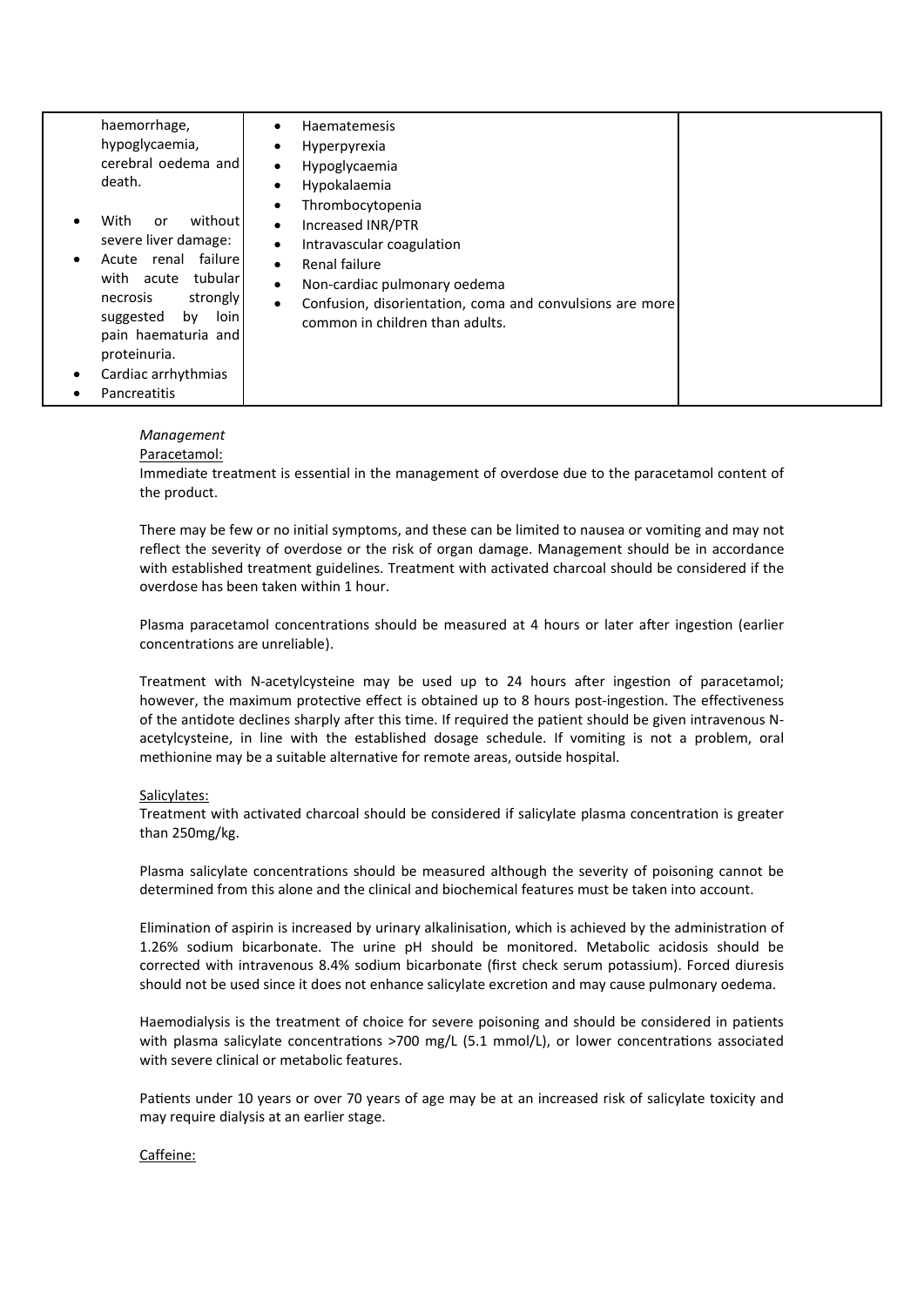| | | |
|---|---|---|
| haemorrhage, hypoglycaemia, cerebral oedema and death.<br>• With or without severe liver damage:<br>• Acute renal failure with acute tubular necrosis strongly suggested by loin pain haematuria and proteinuria.<br>• Cardiac arrhythmias<br>• Pancreatitis | • Haematemesis<br>• Hyperpyrexia<br>• Hypoglycaemia<br>• Hypokalaemia<br>• Thrombocytopenia<br>• Increased INR/PTR<br>• Intravascular coagulation<br>• Renal failure<br>• Non-cardiac pulmonary oedema<br>• Confusion, disorientation, coma and convulsions are more common in children than adults. | |

*Management*

Paracetamol:

Immediate treatment is essential in the management of overdose due to the paracetamol content of the product.

There may be few or no initial symptoms, and these can be limited to nausea or vomiting and may not reflect the severity of overdose or the risk of organ damage. Management should be in accordance with established treatment guidelines. Treatment with activated charcoal should be considered if the overdose has been taken within 1 hour.

Plasma paracetamol concentrations should be measured at 4 hours or later after ingestion (earlier concentrations are unreliable).

Treatment with N-acetylcysteine may be used up to 24 hours after ingestion of paracetamol; however, the maximum protective effect is obtained up to 8 hours post-ingestion. The effectiveness of the antidote declines sharply after this time. If required the patient should be given intravenous N-acetylcysteine, in line with the established dosage schedule. If vomiting is not a problem, oral methionine may be a suitable alternative for remote areas, outside hospital.

Salicylates:

Treatment with activated charcoal should be considered if salicylate plasma concentration is greater than 250mg/kg.

Plasma salicylate concentrations should be measured although the severity of poisoning cannot be determined from this alone and the clinical and biochemical features must be taken into account.

Elimination of aspirin is increased by urinary alkalinisation, which is achieved by the administration of 1.26% sodium bicarbonate. The urine pH should be monitored. Metabolic acidosis should be corrected with intravenous 8.4% sodium bicarbonate (first check serum potassium). Forced diuresis should not be used since it does not enhance salicylate excretion and may cause pulmonary oedema.

Haemodialysis is the treatment of choice for severe poisoning and should be considered in patients with plasma salicylate concentrations >700 mg/L (5.1 mmol/L), or lower concentrations associated with severe clinical or metabolic features.

Patients under 10 years or over 70 years of age may be at an increased risk of salicylate toxicity and may require dialysis at an earlier stage.

Caffeine: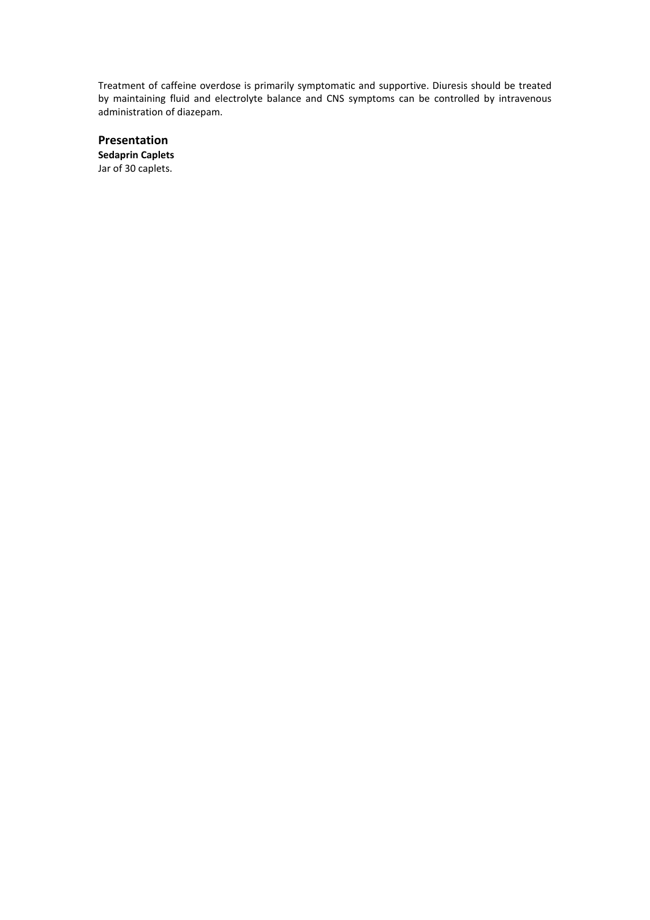Treatment of caffeine overdose is primarily symptomatic and supportive. Diuresis should be treated by maintaining fluid and electrolyte balance and CNS symptoms can be controlled by intravenous administration of diazepam.

## Presentation

**Sedaprin Caplets**

Jar of 30 caplets.